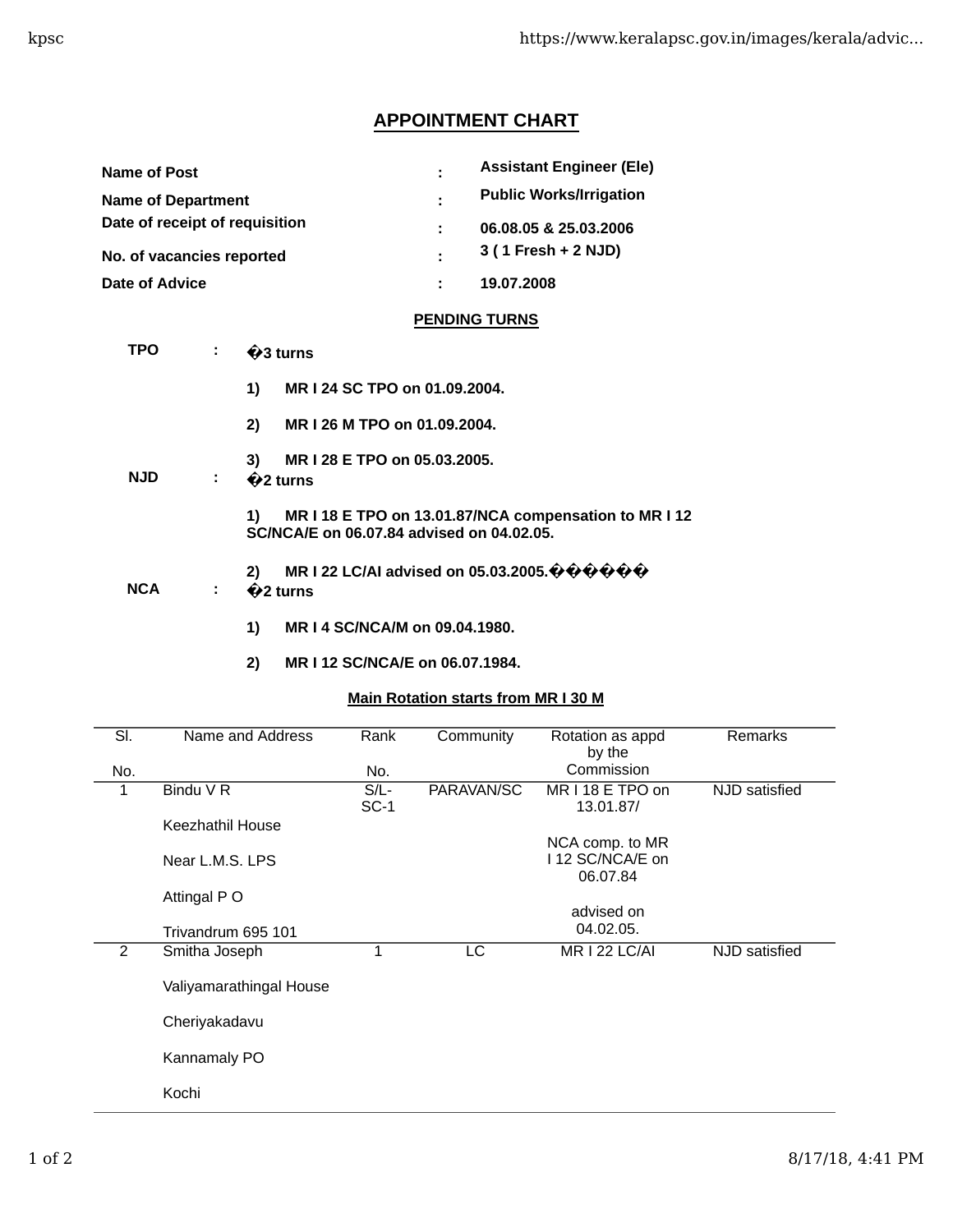# APPOINTMENT CHART

| | | |
|---|---|---|
| **Name of Post** | : | **Assistant Engineer (Ele)** |
| **Name of Department** | : | **Public Works/Irrigation** |
| **Date of receipt of requisition** | : | **06.08.05 & 25.03.2006** |
| **No. of vacancies reported** | : | **3 ( 1 Fresh + 2 NJD)** |
| **Date of Advice** | : | **19.07.2008** |

## PENDING TURNS

**TPO** : **�3 turns**

1) **MR I 24 SC TPO on 01.09.2004.**
2) **MR I 26 M TPO on 01.09.2004.**
3) **MR I 28 E TPO on 05.03.2005.**

**NJD** : **�2 turns**

1) **MR I 18 E TPO on 13.01.87/NCA compensation to MR I 12 SC/NCA/E on 06.07.84 advised on 04.02.05.**
2) **MR I 22 LC/AI advised on 05.03.2005.������**

**NCA** : **�2 turns**

1) **MR I 4 SC/NCA/M on 09.04.1980.**
2) **MR I 12 SC/NCA/E on 06.07.1984.**

**Main Rotation starts from MR I 30 M**

| Sl. No. | Name and Address | Rank No. | Community | Rotation as appd by the Commission | Remarks |
|---|---|---|---|---|---|
| 1 | Bindu V R<br>Keezhathil House<br>Near L.M.S. LPS<br>Attingal P O<br>Trivandrum 695 101 | S/L-SC-1 | PARAVAN/SC | MR I 18 E TPO on 13.01.87/<br>NCA comp. to MR I 12 SC/NCA/E on 06.07.84<br>advised on 04.02.05. | NJD satisfied |
| 2 | Smitha Joseph<br>Valiyamarathingal House<br>Cheriyakadavu<br>Kannamaly PO<br>Kochi | 1 | LC | MR I 22 LC/AI | NJD satisfied |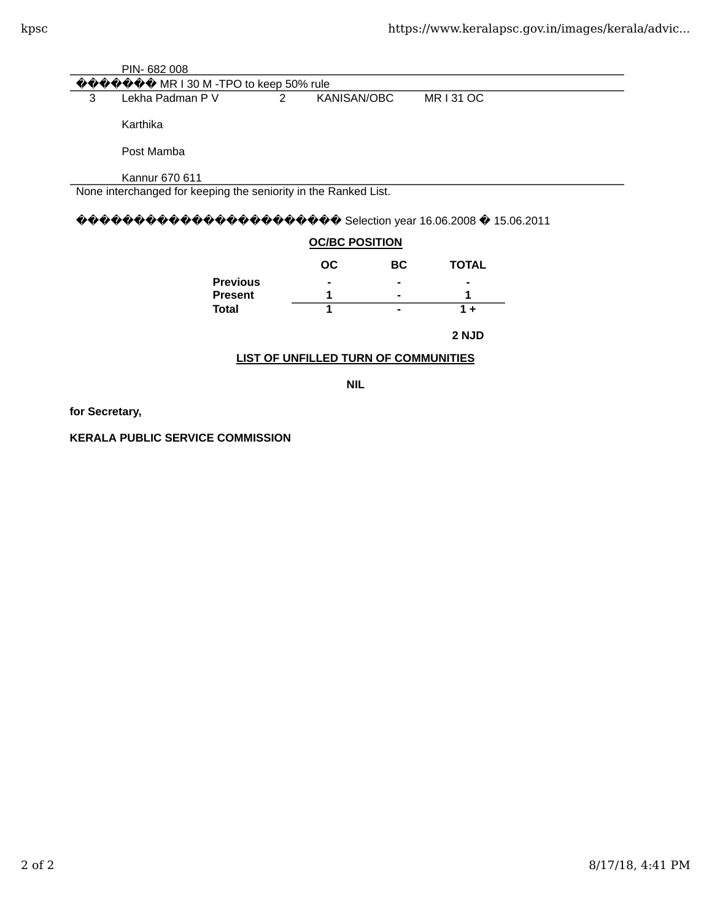| | | | | |
|---|---|---|---|---|
| | PIN- 682 008 | | | |
| ������� MR I 30 M -TPO to keep 50% rule | | | | |
| 3 | Lekha Padman P V<br><br>Karthika<br><br>Post Mamba<br><br>Kannur 670 611 | 2 | KANISAN/OBC | MR I 31 OC |

None interchanged for keeping the seniority in the Ranked List.

���������������������� Selection year 16.06.2008 � 15.06.2011

**OC/BC POSITION**

| | OC | BC | TOTAL |
|---|---|---|---|
| **Previous** | - | - | - |
| **Present** | 1 | - | 1 |
| **Total** | 1 | - | 1 + |
| | | | 2 NJD |

**LIST OF UNFILLED TURN OF COMMUNITIES**

**NIL**

**for Secretary,**

**KERALA PUBLIC SERVICE COMMISSION**